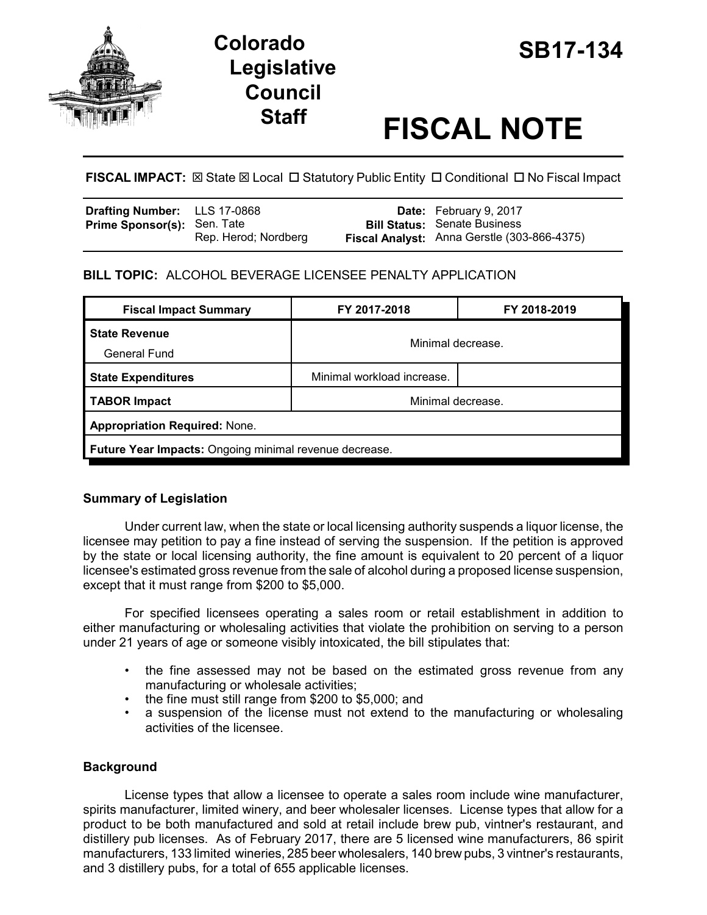# Colorado Legislative Council Staff

# SB17-134

# FISCAL NOTE

**FISCAL IMPACT:** ☒ State ☒ Local ☐ Statutory Public Entity ☐ Conditional ☐ No Fiscal Impact

| | | | |
|---|---|---|---|
| **Drafting Number:** | LLS 17-0868 | **Date:** | February 9, 2017 |
| **Prime Sponsor(s):** | Sen. Tate<br>Rep. Herod; Nordberg | **Bill Status:** | Senate Business |
| | | **Fiscal Analyst:** | Anna Gerstle (303-866-4375) |

**BILL TOPIC:** ALCOHOL BEVERAGE LICENSEE PENALTY APPLICATION

| Fiscal Impact Summary | FY 2017-2018 | FY 2018-2019 |
|---|---|---|
| **State Revenue**<br>General Fund | Minimal decrease. | |
| **State Expenditures** | Minimal workload increase. | |
| **TABOR Impact** | Minimal decrease. | |
| **Appropriation Required:** None. | | |
| **Future Year Impacts:** Ongoing minimal revenue decrease. | | |

### Summary of Legislation

Under current law, when the state or local licensing authority suspends a liquor license, the licensee may petition to pay a fine instead of serving the suspension. If the petition is approved by the state or local licensing authority, the fine amount is equivalent to 20 percent of a liquor licensee's estimated gross revenue from the sale of alcohol during a proposed license suspension, except that it must range from $200 to $5,000.

For specified licensees operating a sales room or retail establishment in addition to either manufacturing or wholesaling activities that violate the prohibition on serving to a person under 21 years of age or someone visibly intoxicated, the bill stipulates that:

- the fine assessed may not be based on the estimated gross revenue from any manufacturing or wholesale activities;
- the fine must still range from $200 to $5,000; and
- a suspension of the license must not extend to the manufacturing or wholesaling activities of the licensee.

### Background

License types that allow a licensee to operate a sales room include wine manufacturer, spirits manufacturer, limited winery, and beer wholesaler licenses. License types that allow for a product to be both manufactured and sold at retail include brew pub, vintner's restaurant, and distillery pub licenses. As of February 2017, there are 5 licensed wine manufacturers, 86 spirit manufacturers, 133 limited wineries, 285 beer wholesalers, 140 brew pubs, 3 vintner's restaurants, and 3 distillery pubs, for a total of 655 applicable licenses.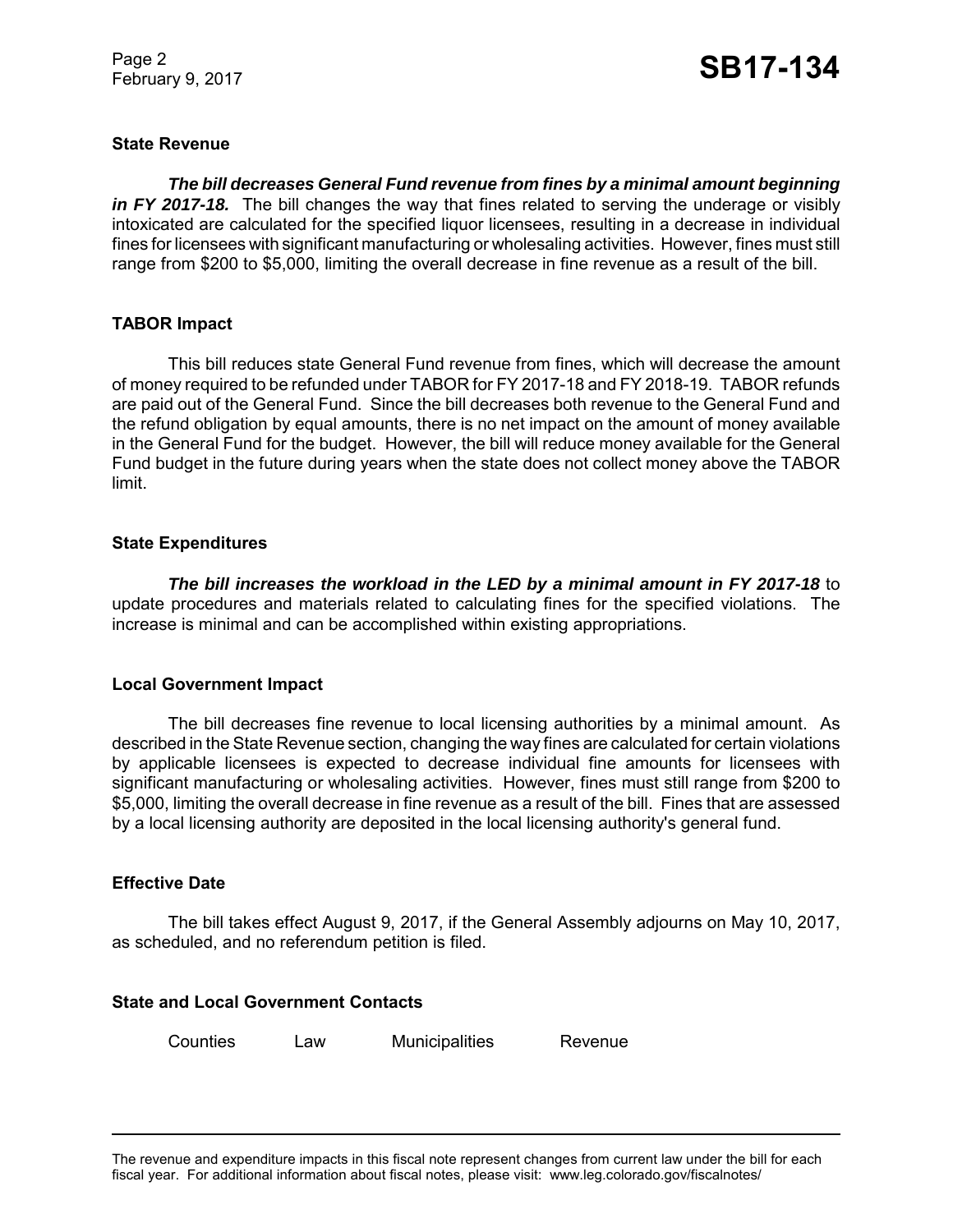### State Revenue

***The bill decreases General Fund revenue from fines by a minimal amount beginning in FY 2017-18.*** The bill changes the way that fines related to serving the underage or visibly intoxicated are calculated for the specified liquor licensees, resulting in a decrease in individual fines for licensees with significant manufacturing or wholesaling activities. However, fines must still range from $200 to $5,000, limiting the overall decrease in fine revenue as a result of the bill.

### TABOR Impact

This bill reduces state General Fund revenue from fines, which will decrease the amount of money required to be refunded under TABOR for FY 2017-18 and FY 2018-19. TABOR refunds are paid out of the General Fund. Since the bill decreases both revenue to the General Fund and the refund obligation by equal amounts, there is no net impact on the amount of money available in the General Fund for the budget. However, the bill will reduce money available for the General Fund budget in the future during years when the state does not collect money above the TABOR limit.

### State Expenditures

***The bill increases the workload in the LED by a minimal amount in FY 2017-18*** to update procedures and materials related to calculating fines for the specified violations. The increase is minimal and can be accomplished within existing appropriations.

### Local Government Impact

The bill decreases fine revenue to local licensing authorities by a minimal amount. As described in the State Revenue section, changing the way fines are calculated for certain violations by applicable licensees is expected to decrease individual fine amounts for licensees with significant manufacturing or wholesaling activities. However, fines must still range from $200 to $5,000, limiting the overall decrease in fine revenue as a result of the bill. Fines that are assessed by a local licensing authority are deposited in the local licensing authority's general fund.

### Effective Date

The bill takes effect August 9, 2017, if the General Assembly adjourns on May 10, 2017, as scheduled, and no referendum petition is filed.

### State and Local Government Contacts

Counties    Law    Municipalities    Revenue

---

The revenue and expenditure impacts in this fiscal note represent changes from current law under the bill for each fiscal year. For additional information about fiscal notes, please visit: www.leg.colorado.gov/fiscalnotes/